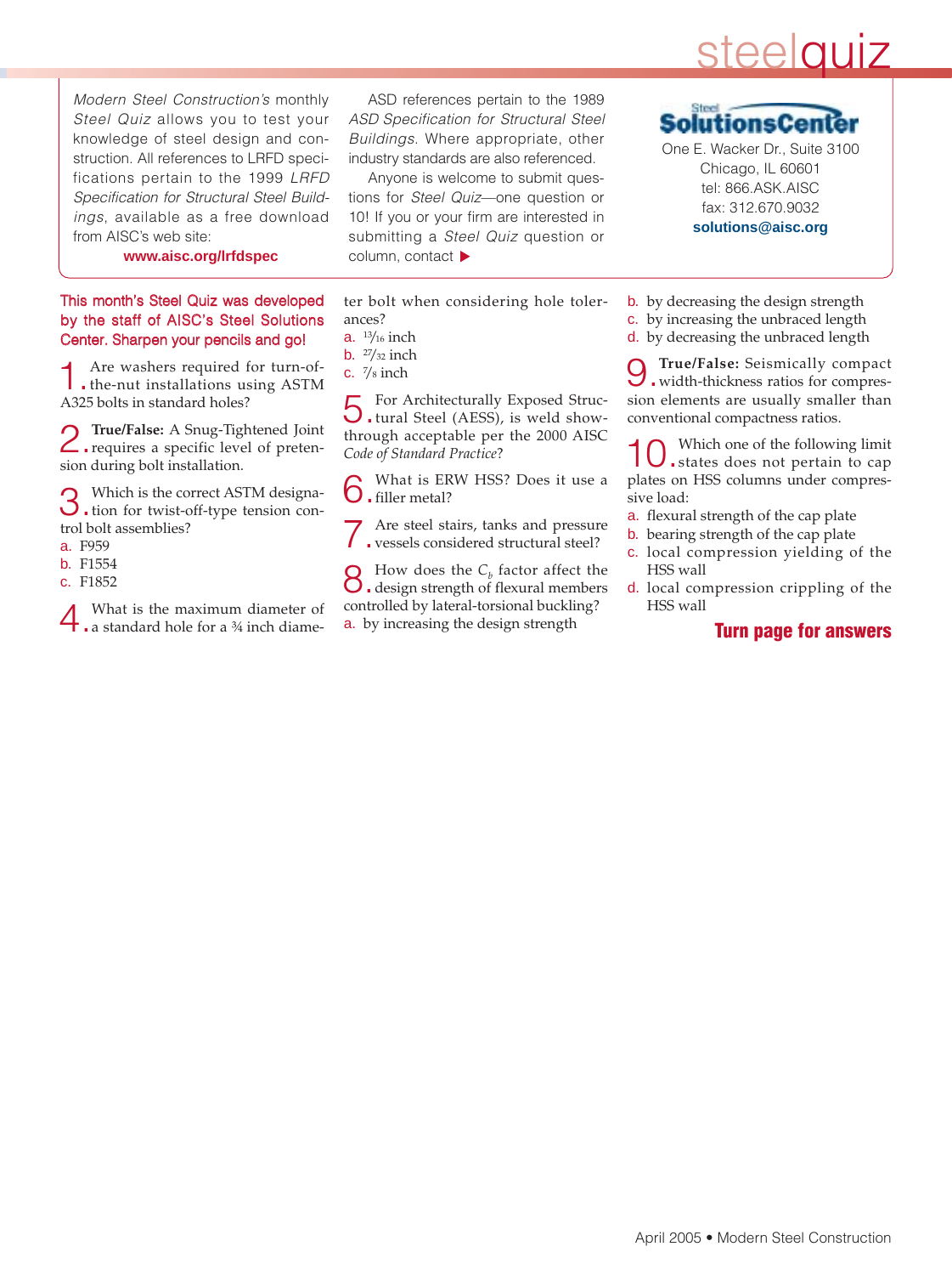# steel quiz

*Modern Steel Construction's* monthly *Steel Quiz* allows you to test your knowledge of steel design and construction. All references to LRFD specifications pertain to the 1999 *LRFD Specification for Structural Steel Buildings*, available as a free download from AISC's web site:

**www.aisc.org/lrfdspec**

ASD references pertain to the 1989 *ASD Specification for Structural Steel Buildings.* Where appropriate, other industry standards are also referenced.

Anyone is welcome to submit questions for *Steel Quiz*—one question or 10! If you or your firm are interested in submitting a *Steel Quiz* question or column, contact ▶

**Steel Solutions Center**
One E. Wacker Dr., Suite 3100
Chicago, IL 60601
tel: 866.ASK.AISC
fax: 312.670.9032
**solutions@aisc.org**

This month's Steel Quiz was developed by the staff of AISC's Steel Solutions Center. Sharpen your pencils and go!

**1.** Are washers required for turn-of-the-nut installations using ASTM A325 bolts in standard holes?

**2.** **True/False:** A Snug-Tightened Joint requires a specific level of pretension during bolt installation.

**3.** Which is the correct ASTM designation for twist-off-type tension control bolt assemblies?
a. F959
b. F1554
c. F1852

**4.** What is the maximum diameter of a standard hole for a ¾ inch diameter bolt when considering hole tolerances?
a. 13/16 inch
b. 27/32 inch
c. 7/8 inch

**5.** For Architecturally Exposed Structural Steel (AESS), is weld show-through acceptable per the 2000 AISC *Code of Standard Practice*?

**6.** What is ERW HSS? Does it use a filler metal?

**7.** Are steel stairs, tanks and pressure vessels considered structural steel?

**8.** How does the $C_b$ factor affect the design strength of flexural members controlled by lateral-torsional buckling?
a. by increasing the design strength
b. by decreasing the design strength
c. by increasing the unbraced length
d. by decreasing the unbraced length

**9.** **True/False:** Seismically compact width-thickness ratios for compression elements are usually smaller than conventional compactness ratios.

**10.** Which one of the following limit states does not pertain to cap plates on HSS columns under compressive load:
a. flexural strength of the cap plate
b. bearing strength of the cap plate
c. local compression yielding of the HSS wall
d. local compression crippling of the HSS wall

**Turn page for answers**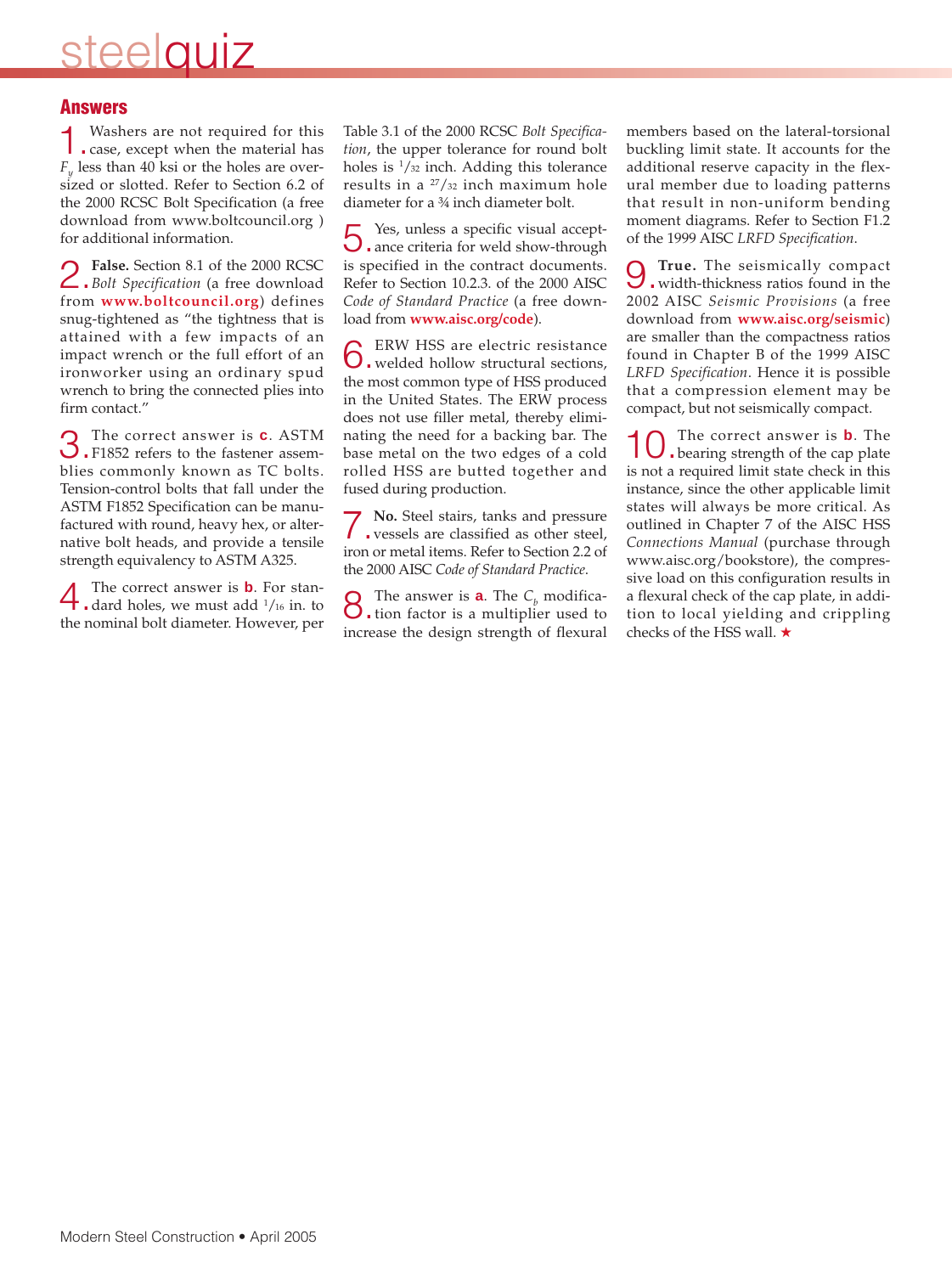# steelquiz

## Answers

**1.** Washers are not required for this case, except when the material has $F_y$ less than 40 ksi or the holes are oversized or slotted. Refer to Section 6.2 of the 2000 RCSC Bolt Specification (a free download from www.boltcouncil.org ) for additional information.

**2.** **False.** Section 8.1 of the 2000 RCSC *Bolt Specification* (a free download from **www.boltcouncil.org**) defines snug-tightened as "the tightness that is attained with a few impacts of an impact wrench or the full effort of an ironworker using an ordinary spud wrench to bring the connected plies into firm contact."

**3.** The correct answer is **c**. ASTM F1852 refers to the fastener assemblies commonly known as TC bolts. Tension-control bolts that fall under the ASTM F1852 Specification can be manufactured with round, heavy hex, or alternative bolt heads, and provide a tensile strength equivalency to ASTM A325.

**4.** The correct answer is **b**. For standard holes, we must add $^1/_{16}$ in. to the nominal bolt diameter. However, per Table 3.1 of the 2000 RCSC *Bolt Specification*, the upper tolerance for round bolt holes is $^1/_{32}$ inch. Adding this tolerance results in a $^{27}/_{32}$ inch maximum hole diameter for a ¾ inch diameter bolt.

**5.** Yes, unless a specific visual acceptance criteria for weld show-through is specified in the contract documents. Refer to Section 10.2.3. of the 2000 AISC *Code of Standard Practice* (a free download from **www.aisc.org/code**).

**6.** ERW HSS are electric resistance welded hollow structural sections, the most common type of HSS produced in the United States. The ERW process does not use filler metal, thereby eliminating the need for a backing bar. The base metal on the two edges of a cold rolled HSS are butted together and fused during production.

**7.** **No.** Steel stairs, tanks and pressure vessels are classified as other steel, iron or metal items. Refer to Section 2.2 of the 2000 AISC *Code of Standard Practice*.

**8.** The answer is **a**. The $C_b$ modification factor is a multiplier used to increase the design strength of flexural members based on the lateral-torsional buckling limit state. It accounts for the additional reserve capacity in the flexural member due to loading patterns that result in non-uniform bending moment diagrams. Refer to Section F1.2 of the 1999 AISC *LRFD Specification*.

**9.** **True.** The seismically compact width-thickness ratios found in the 2002 AISC *Seismic Provisions* (a free download from **www.aisc.org/seismic**) are smaller than the compactness ratios found in Chapter B of the 1999 AISC *LRFD Specification*. Hence it is possible that a compression element may be compact, but not seismically compact.

**10.** The correct answer is **b**. The bearing strength of the cap plate is not a required limit state check in this instance, since the other applicable limit states will always be more critical. As outlined in Chapter 7 of the AISC HSS *Connections Manual* (purchase through www.aisc.org/bookstore), the compressive load on this configuration results in a flexural check of the cap plate, in addition to local yielding and crippling checks of the HSS wall. ★